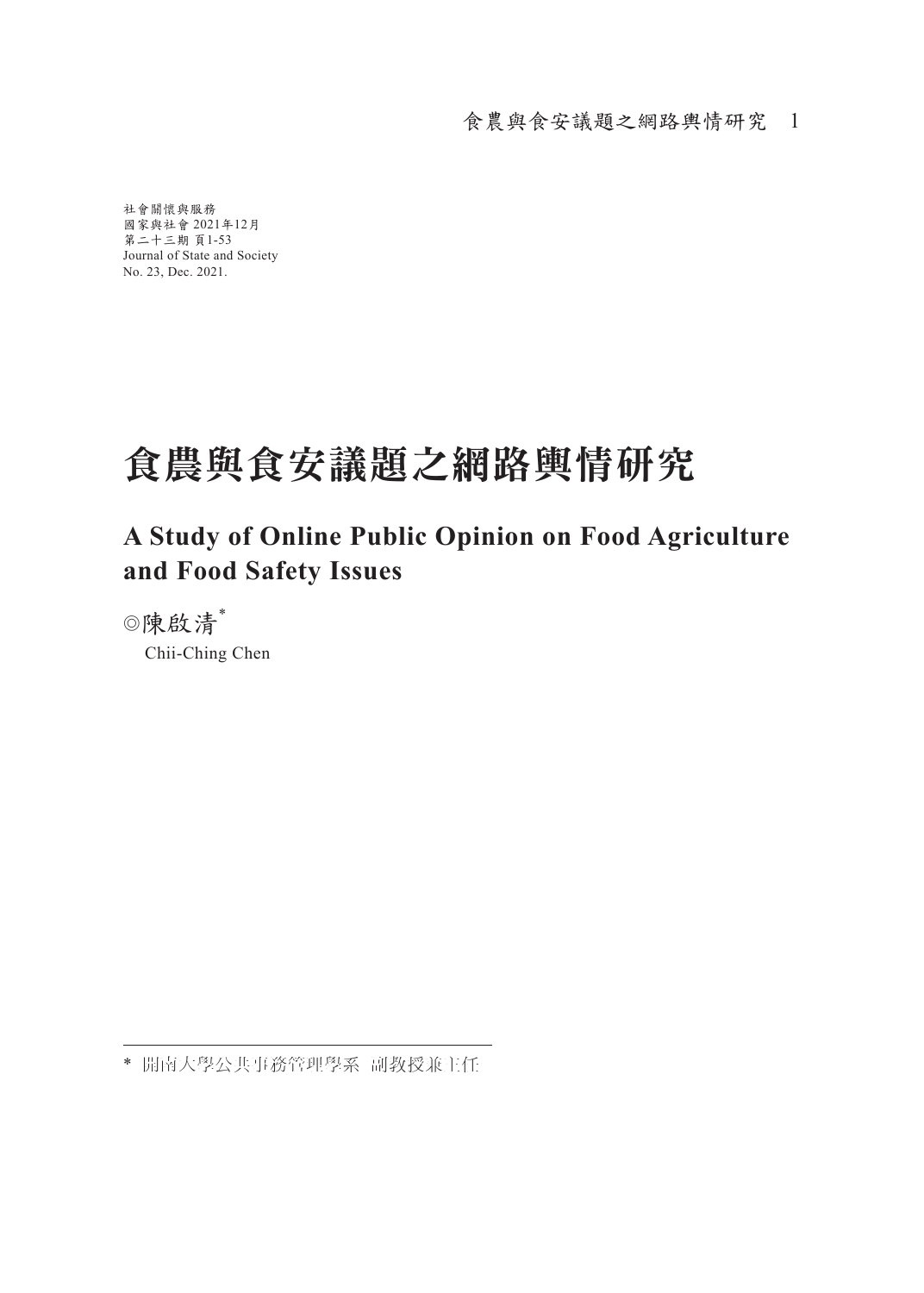社會關懷與服務
國家與社會 2021年12月
第二十三期 頁1-53
Journal of State and Society
No. 23, Dec. 2021.

# 食農與食安議題之網路輿情研究

## A Study of Online Public Opinion on Food Agriculture and Food Safety Issues

◎陳啟清*

Chii-Ching Chen

---

\* 開南大學公共事務管理學系 副教授兼主任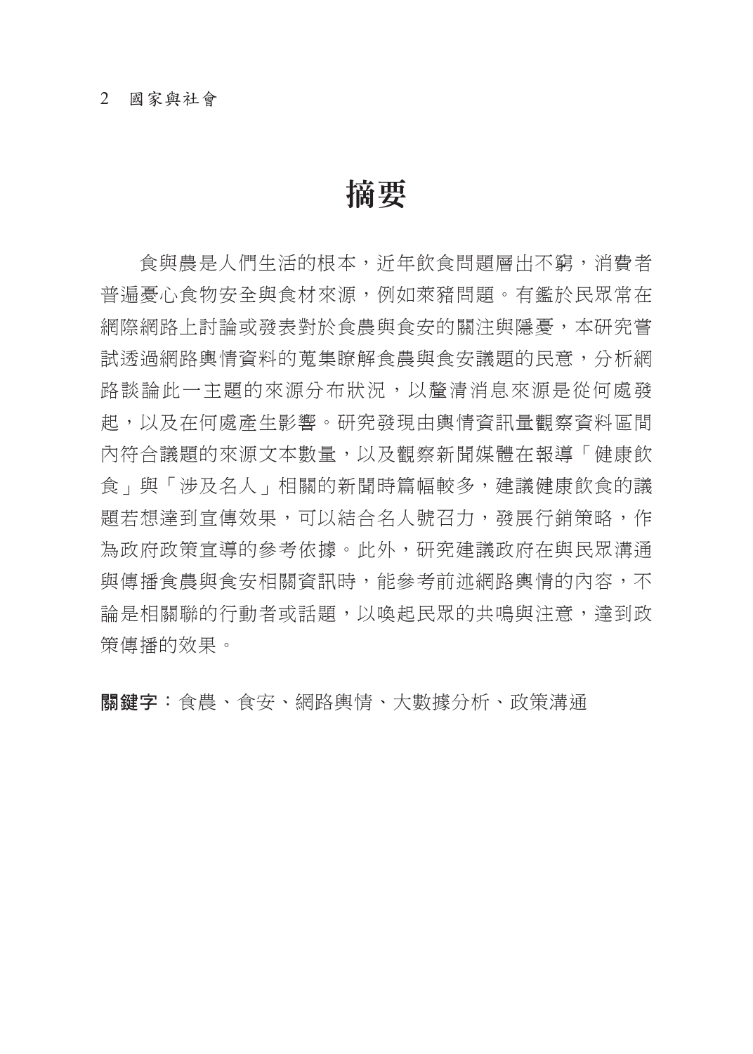# 摘要

食與農是人們生活的根本，近年飲食問題層出不窮，消費者普遍憂心食物安全與食材來源，例如萊豬問題。有鑑於民眾常在網際網路上討論或發表對於食農與食安的關注與隱憂，本研究嘗試透過網路輿情資料的蒐集瞭解食農與食安議題的民意，分析網路談論此一主題的來源分布狀況，以釐清消息來源是從何處發起，以及在何處產生影響。研究發現由輿情資訊量觀察資料區間內符合議題的來源文本數量，以及觀察新聞媒體在報導「健康飲食」與「涉及名人」相關的新聞時篇幅較多，建議健康飲食的議題若想達到宣傳效果，可以結合名人號召力，發展行銷策略，作為政府政策宣導的參考依據。此外，研究建議政府在與民眾溝通與傳播食農與食安相關資訊時，能參考前述網路輿情的內容，不論是相關聯的行動者或話題，以喚起民眾的共鳴與注意，達到政策傳播的效果。

**關鍵字**：食農、食安、網路輿情、大數據分析、政策溝通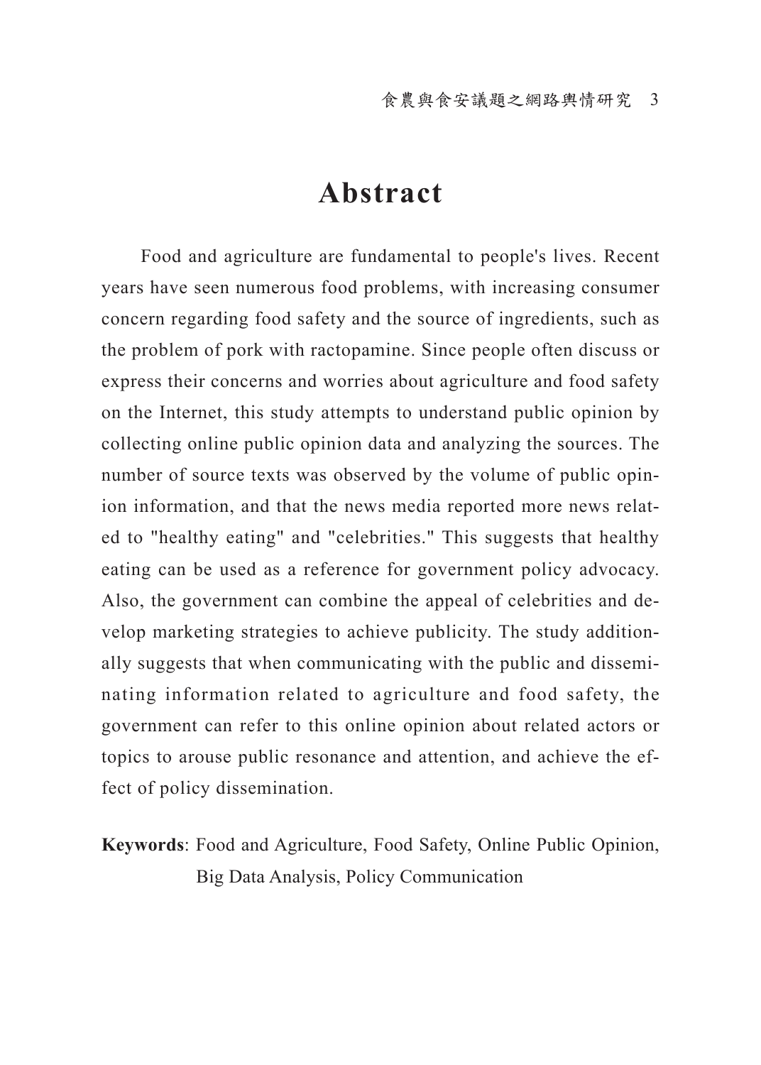# Abstract

Food and agriculture are fundamental to people's lives. Recent years have seen numerous food problems, with increasing consumer concern regarding food safety and the source of ingredients, such as the problem of pork with ractopamine. Since people often discuss or express their concerns and worries about agriculture and food safety on the Internet, this study attempts to understand public opinion by collecting online public opinion data and analyzing the sources. The number of source texts was observed by the volume of public opinion information, and that the news media reported more news related to "healthy eating" and "celebrities." This suggests that healthy eating can be used as a reference for government policy advocacy. Also, the government can combine the appeal of celebrities and develop marketing strategies to achieve publicity. The study additionally suggests that when communicating with the public and disseminating information related to agriculture and food safety, the government can refer to this online opinion about related actors or topics to arouse public resonance and attention, and achieve the effect of policy dissemination.

**Keywords**: Food and Agriculture, Food Safety, Online Public Opinion, Big Data Analysis, Policy Communication